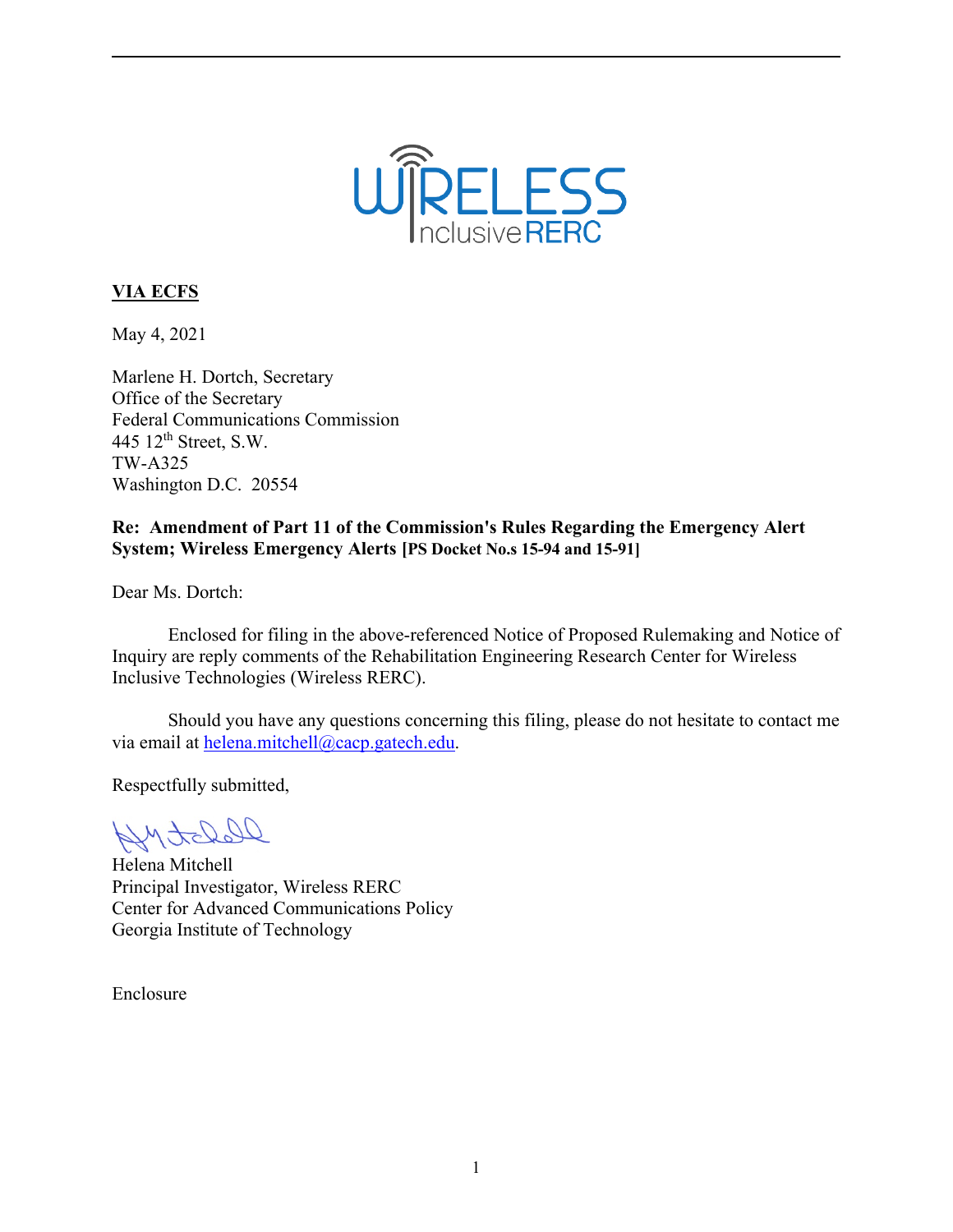**VIA ECFS**

May 4, 2021

Marlene H. Dortch, Secretary
Office of the Secretary
Federal Communications Commission
445 12th Street, S.W.
TW-A325
Washington D.C. 20554

**Re: Amendment of Part 11 of the Commission's Rules Regarding the Emergency Alert System; Wireless Emergency Alerts [PS Docket No.s 15-94 and 15-91]**

Dear Ms. Dortch:

Enclosed for filing in the above-referenced Notice of Proposed Rulemaking and Notice of Inquiry are reply comments of the Rehabilitation Engineering Research Center for Wireless Inclusive Technologies (Wireless RERC).

Should you have any questions concerning this filing, please do not hesitate to contact me via email at helena.mitchell@cacp.gatech.edu.

Respectfully submitted,

Helena Mitchell
Principal Investigator, Wireless RERC
Center for Advanced Communications Policy
Georgia Institute of Technology

Enclosure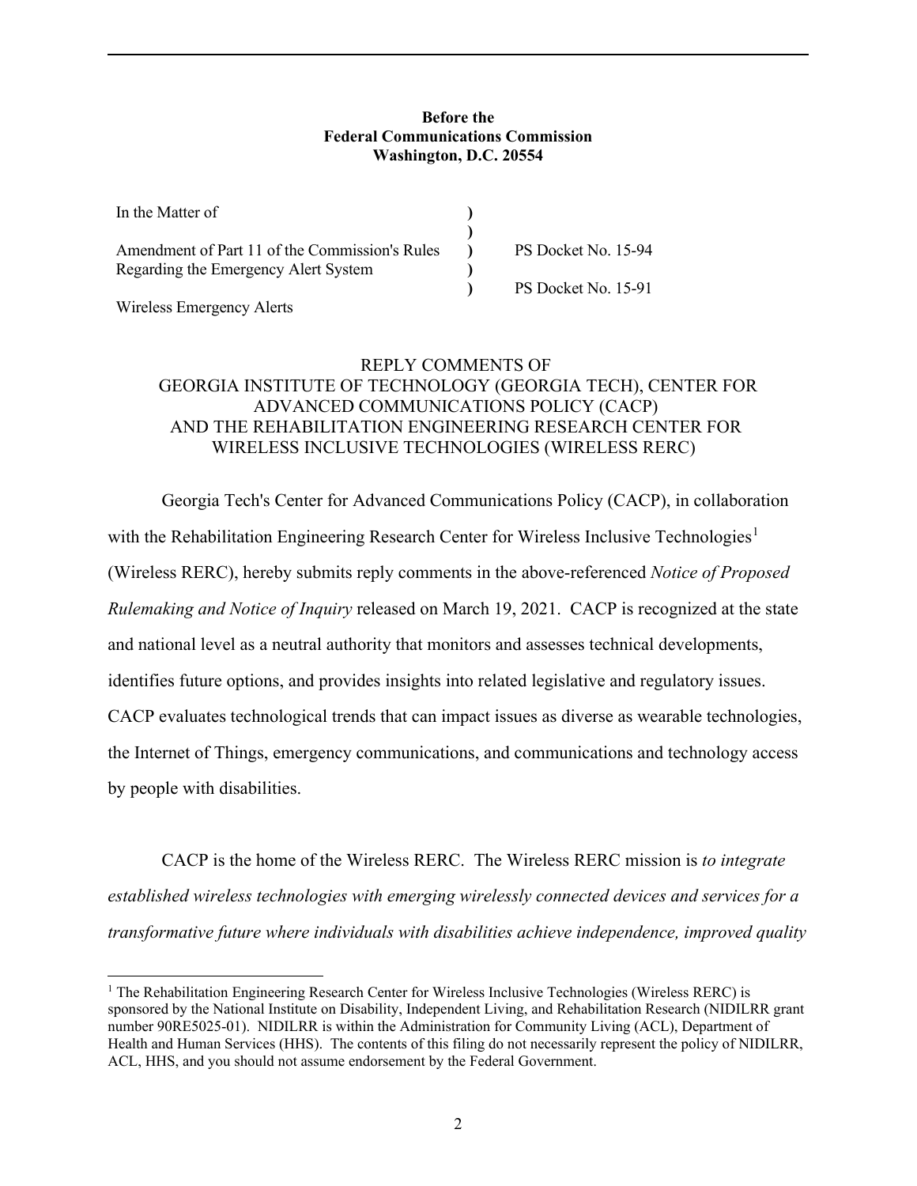**Before the**
**Federal Communications Commission**
**Washington, D.C. 20554**

| | | |
|---|---|---|
| In the Matter of | ) | |
| | ) | |
| Amendment of Part 11 of the Commission's Rules Regarding the Emergency Alert System | ) | PS Docket No. 15-94 |
| | ) | |
| Wireless Emergency Alerts | ) | PS Docket No. 15-91 |

REPLY COMMENTS OF
GEORGIA INSTITUTE OF TECHNOLOGY (GEORGIA TECH), CENTER FOR ADVANCED COMMUNICATIONS POLICY (CACP)
AND THE REHABILITATION ENGINEERING RESEARCH CENTER FOR WIRELESS INCLUSIVE TECHNOLOGIES (WIRELESS RERC)

Georgia Tech's Center for Advanced Communications Policy (CACP), in collaboration with the Rehabilitation Engineering Research Center for Wireless Inclusive Technologies[1] (Wireless RERC), hereby submits reply comments in the above-referenced *Notice of Proposed Rulemaking and Notice of Inquiry* released on March 19, 2021. CACP is recognized at the state and national level as a neutral authority that monitors and assesses technical developments, identifies future options, and provides insights into related legislative and regulatory issues. CACP evaluates technological trends that can impact issues as diverse as wearable technologies, the Internet of Things, emergency communications, and communications and technology access by people with disabilities.

CACP is the home of the Wireless RERC. The Wireless RERC mission is *to integrate established wireless technologies with emerging wirelessly connected devices and services for a transformative future where individuals with disabilities achieve independence, improved quality*

[1] The Rehabilitation Engineering Research Center for Wireless Inclusive Technologies (Wireless RERC) is sponsored by the National Institute on Disability, Independent Living, and Rehabilitation Research (NIDILRR grant number 90RE5025-01). NIDILRR is within the Administration for Community Living (ACL), Department of Health and Human Services (HHS). The contents of this filing do not necessarily represent the policy of NIDILRR, ACL, HHS, and you should not assume endorsement by the Federal Government.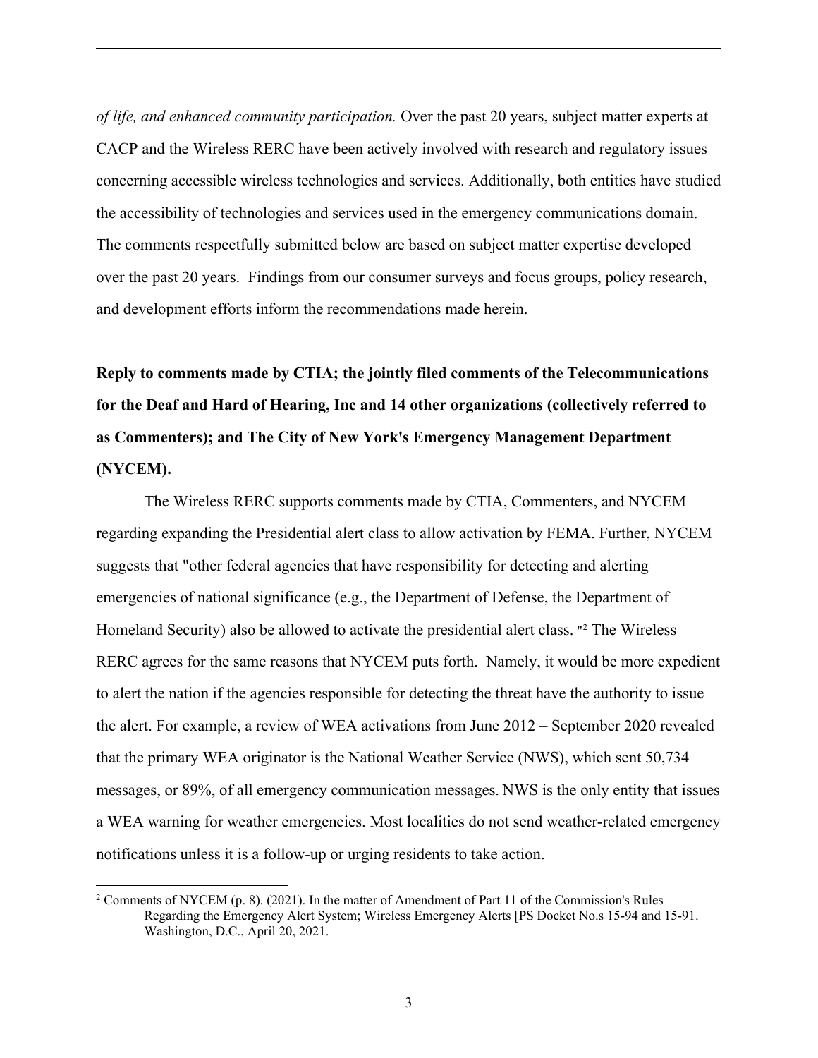*of life, and enhanced community participation.* Over the past 20 years, subject matter experts at CACP and the Wireless RERC have been actively involved with research and regulatory issues concerning accessible wireless technologies and services. Additionally, both entities have studied the accessibility of technologies and services used in the emergency communications domain. The comments respectfully submitted below are based on subject matter expertise developed over the past 20 years. Findings from our consumer surveys and focus groups, policy research, and development efforts inform the recommendations made herein.

**Reply to comments made by CTIA; the jointly filed comments of the Telecommunications for the Deaf and Hard of Hearing, Inc and 14 other organizations (collectively referred to as Commenters); and The City of New York's Emergency Management Department (NYCEM).**

The Wireless RERC supports comments made by CTIA, Commenters, and NYCEM regarding expanding the Presidential alert class to allow activation by FEMA. Further, NYCEM suggests that "other federal agencies that have responsibility for detecting and alerting emergencies of national significance (e.g., the Department of Defense, the Department of Homeland Security) also be allowed to activate the presidential alert class. "[2] The Wireless RERC agrees for the same reasons that NYCEM puts forth. Namely, it would be more expedient to alert the nation if the agencies responsible for detecting the threat have the authority to issue the alert. For example, a review of WEA activations from June 2012 – September 2020 revealed that the primary WEA originator is the National Weather Service (NWS), which sent 50,734 messages, or 89%, of all emergency communication messages. NWS is the only entity that issues a WEA warning for weather emergencies. Most localities do not send weather-related emergency notifications unless it is a follow-up or urging residents to take action.

---

[2] Comments of NYCEM (p. 8). (2021). In the matter of Amendment of Part 11 of the Commission's Rules Regarding the Emergency Alert System; Wireless Emergency Alerts [PS Docket No.s 15-94 and 15-91. Washington, D.C., April 20, 2021.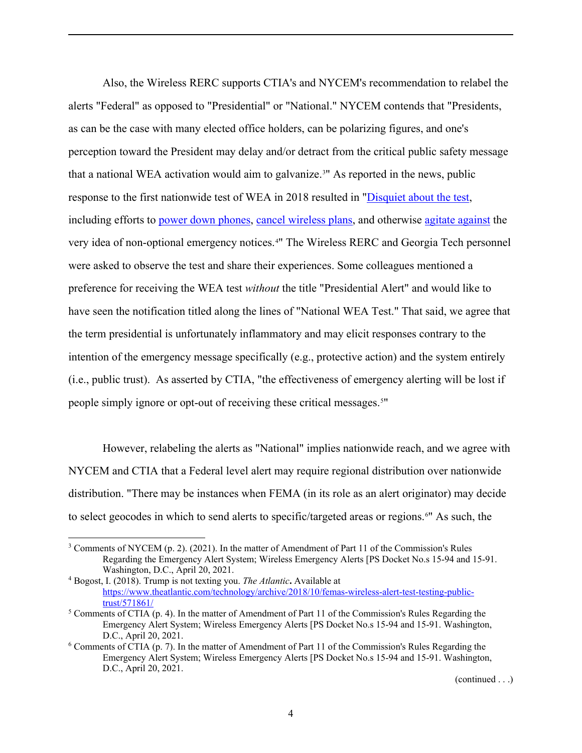Also, the Wireless RERC supports CTIA's and NYCEM's recommendation to relabel the alerts "Federal" as opposed to "Presidential" or "National." NYCEM contends that "Presidents, as can be the case with many elected office holders, can be polarizing figures, and one's perception toward the President may delay and/or detract from the critical public safety message that a national WEA activation would aim to galvanize.[3]" As reported in the news, public response to the first nationwide test of WEA in 2018 resulted in "Disquiet about the test, including efforts to power down phones, cancel wireless plans, and otherwise agitate against the very idea of non-optional emergency notices.[4]" The Wireless RERC and Georgia Tech personnel were asked to observe the test and share their experiences. Some colleagues mentioned a preference for receiving the WEA test *without* the title "Presidential Alert" and would like to have seen the notification titled along the lines of "National WEA Test." That said, we agree that the term presidential is unfortunately inflammatory and may elicit responses contrary to the intention of the emergency message specifically (e.g., protective action) and the system entirely (i.e., public trust). As asserted by CTIA, "the effectiveness of emergency alerting will be lost if people simply ignore or opt-out of receiving these critical messages.[5]"

However, relabeling the alerts as "National" implies nationwide reach, and we agree with NYCEM and CTIA that a Federal level alert may require regional distribution over nationwide distribution. "There may be instances when FEMA (in its role as an alert originator) may decide to select geocodes in which to send alerts to specific/targeted areas or regions.[6]" As such, the

---

[3] Comments of NYCEM (p. 2). (2021). In the matter of Amendment of Part 11 of the Commission's Rules Regarding the Emergency Alert System; Wireless Emergency Alerts [PS Docket No.s 15-94 and 15-91. Washington, D.C., April 20, 2021.

[4] Bogost, I. (2018). Trump is not texting you. *The Atlantic***.** Available at https://www.theatlantic.com/technology/archive/2018/10/femas-wireless-alert-test-testing-public-trust/571861/

[5] Comments of CTIA (p. 4). In the matter of Amendment of Part 11 of the Commission's Rules Regarding the Emergency Alert System; Wireless Emergency Alerts [PS Docket No.s 15-94 and 15-91. Washington, D.C., April 20, 2021.

[6] Comments of CTIA (p. 7). In the matter of Amendment of Part 11 of the Commission's Rules Regarding the Emergency Alert System; Wireless Emergency Alerts [PS Docket No.s 15-94 and 15-91. Washington, D.C., April 20, 2021.

(continued . . .)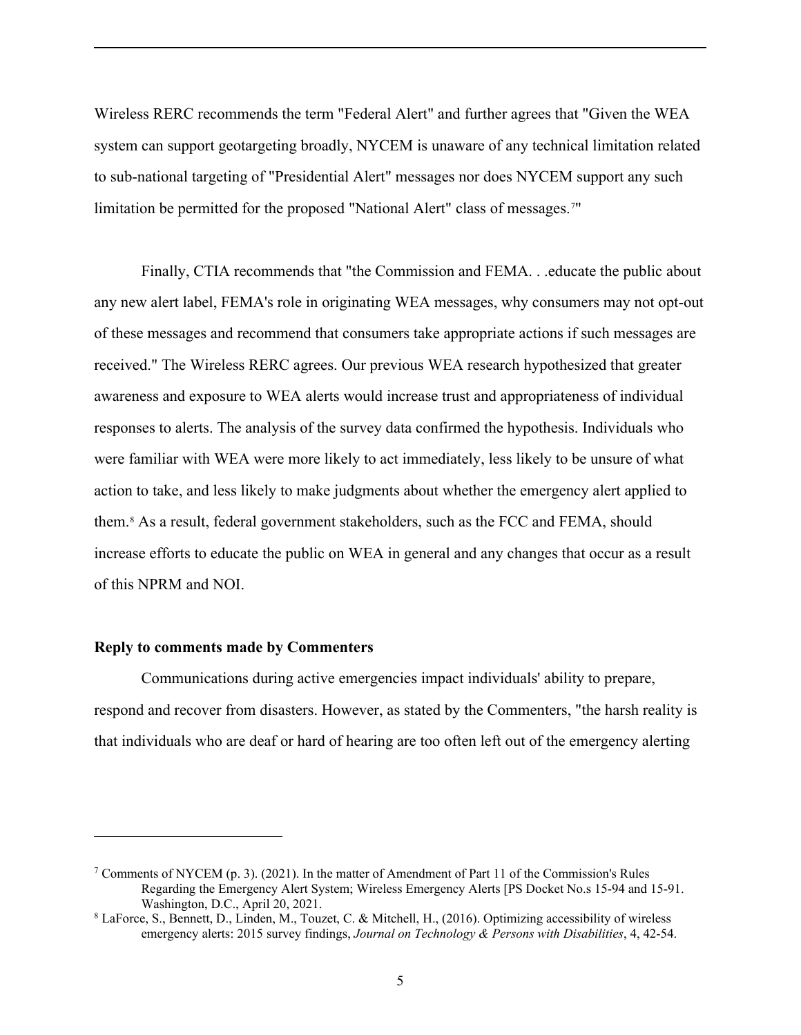Wireless RERC recommends the term "Federal Alert" and further agrees that "Given the WEA system can support geotargeting broadly, NYCEM is unaware of any technical limitation related to sub-national targeting of "Presidential Alert" messages nor does NYCEM support any such limitation be permitted for the proposed "National Alert" class of messages.[7]"

Finally, CTIA recommends that "the Commission and FEMA. . .educate the public about any new alert label, FEMA's role in originating WEA messages, why consumers may not opt-out of these messages and recommend that consumers take appropriate actions if such messages are received." The Wireless RERC agrees. Our previous WEA research hypothesized that greater awareness and exposure to WEA alerts would increase trust and appropriateness of individual responses to alerts. The analysis of the survey data confirmed the hypothesis. Individuals who were familiar with WEA were more likely to act immediately, less likely to be unsure of what action to take, and less likely to make judgments about whether the emergency alert applied to them.[8] As a result, federal government stakeholders, such as the FCC and FEMA, should increase efforts to educate the public on WEA in general and any changes that occur as a result of this NPRM and NOI.

**Reply to comments made by Commenters**

Communications during active emergencies impact individuals' ability to prepare, respond and recover from disasters. However, as stated by the Commenters, "the harsh reality is that individuals who are deaf or hard of hearing are too often left out of the emergency alerting

---

[7] Comments of NYCEM (p. 3). (2021). In the matter of Amendment of Part 11 of the Commission's Rules Regarding the Emergency Alert System; Wireless Emergency Alerts [PS Docket No.s 15-94 and 15-91. Washington, D.C., April 20, 2021.

[8] LaForce, S., Bennett, D., Linden, M., Touzet, C. & Mitchell, H., (2016). Optimizing accessibility of wireless emergency alerts: 2015 survey findings, *Journal on Technology & Persons with Disabilities*, 4, 42-54.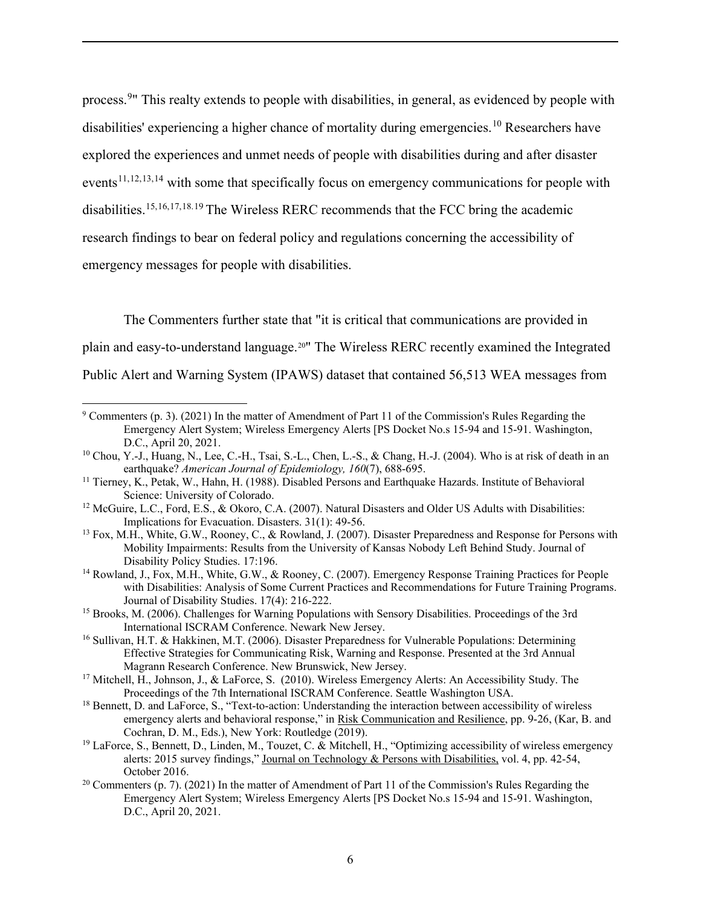process.[9]" This realty extends to people with disabilities, in general, as evidenced by people with disabilities' experiencing a higher chance of mortality during emergencies.[10] Researchers have explored the experiences and unmet needs of people with disabilities during and after disaster events[11,12,13,14] with some that specifically focus on emergency communications for people with disabilities.[15,16,17,18.19] The Wireless RERC recommends that the FCC bring the academic research findings to bear on federal policy and regulations concerning the accessibility of emergency messages for people with disabilities.

The Commenters further state that "it is critical that communications are provided in plain and easy-to-understand language.[20]" The Wireless RERC recently examined the Integrated Public Alert and Warning System (IPAWS) dataset that contained 56,513 WEA messages from

---

[9] Commenters (p. 3). (2021) In the matter of Amendment of Part 11 of the Commission's Rules Regarding the Emergency Alert System; Wireless Emergency Alerts [PS Docket No.s 15-94 and 15-91. Washington, D.C., April 20, 2021.

[10] Chou, Y.-J., Huang, N., Lee, C.-H., Tsai, S.-L., Chen, L.-S., & Chang, H.-J. (2004). Who is at risk of death in an earthquake? *American Journal of Epidemiology, 160*(7), 688-695.

[11] Tierney, K., Petak, W., Hahn, H. (1988). Disabled Persons and Earthquake Hazards. Institute of Behavioral Science: University of Colorado.

[12] McGuire, L.C., Ford, E.S., & Okoro, C.A. (2007). Natural Disasters and Older US Adults with Disabilities: Implications for Evacuation. Disasters. 31(1): 49-56.

[13] Fox, M.H., White, G.W., Rooney, C., & Rowland, J. (2007). Disaster Preparedness and Response for Persons with Mobility Impairments: Results from the University of Kansas Nobody Left Behind Study. Journal of Disability Policy Studies. 17:196.

[14] Rowland, J., Fox, M.H., White, G.W., & Rooney, C. (2007). Emergency Response Training Practices for People with Disabilities: Analysis of Some Current Practices and Recommendations for Future Training Programs. Journal of Disability Studies. 17(4): 216-222.

[15] Brooks, M. (2006). Challenges for Warning Populations with Sensory Disabilities. Proceedings of the 3rd International ISCRAM Conference. Newark New Jersey.

[16] Sullivan, H.T. & Hakkinen, M.T. (2006). Disaster Preparedness for Vulnerable Populations: Determining Effective Strategies for Communicating Risk, Warning and Response. Presented at the 3rd Annual Magrann Research Conference. New Brunswick, New Jersey.

[17] Mitchell, H., Johnson, J., & LaForce, S. (2010). Wireless Emergency Alerts: An Accessibility Study. The Proceedings of the 7th International ISCRAM Conference. Seattle Washington USA.

[18] Bennett, D. and LaForce, S., "Text-to-action: Understanding the interaction between accessibility of wireless emergency alerts and behavioral response," in Risk Communication and Resilience, pp. 9-26, (Kar, B. and Cochran, D. M., Eds.), New York: Routledge (2019).

[19] LaForce, S., Bennett, D., Linden, M., Touzet, C. & Mitchell, H., "Optimizing accessibility of wireless emergency alerts: 2015 survey findings," Journal on Technology & Persons with Disabilities, vol. 4, pp. 42-54, October 2016.

[20] Commenters (p. 7). (2021) In the matter of Amendment of Part 11 of the Commission's Rules Regarding the Emergency Alert System; Wireless Emergency Alerts [PS Docket No.s 15-94 and 15-91. Washington, D.C., April 20, 2021.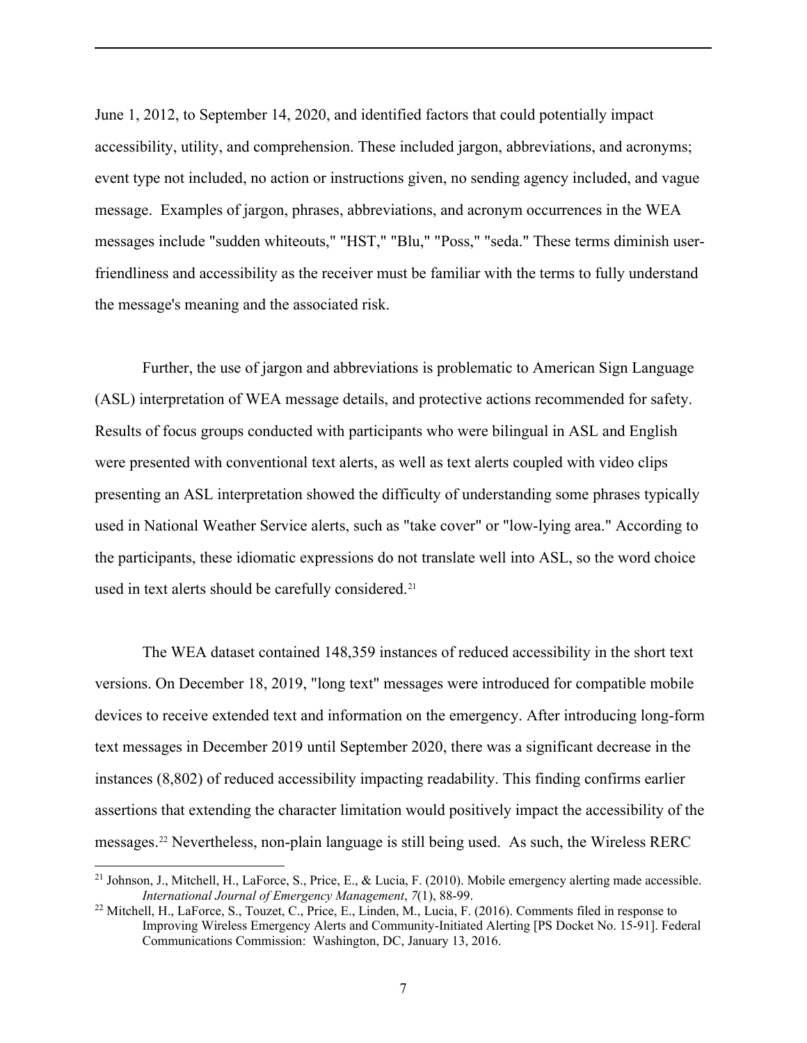June 1, 2012, to September 14, 2020, and identified factors that could potentially impact accessibility, utility, and comprehension. These included jargon, abbreviations, and acronyms; event type not included, no action or instructions given, no sending agency included, and vague message. Examples of jargon, phrases, abbreviations, and acronym occurrences in the WEA messages include "sudden whiteouts," "HST," "Blu," "Poss," "seda." These terms diminish user-friendliness and accessibility as the receiver must be familiar with the terms to fully understand the message's meaning and the associated risk.

Further, the use of jargon and abbreviations is problematic to American Sign Language (ASL) interpretation of WEA message details, and protective actions recommended for safety. Results of focus groups conducted with participants who were bilingual in ASL and English were presented with conventional text alerts, as well as text alerts coupled with video clips presenting an ASL interpretation showed the difficulty of understanding some phrases typically used in National Weather Service alerts, such as "take cover" or "low-lying area." According to the participants, these idiomatic expressions do not translate well into ASL, so the word choice used in text alerts should be carefully considered.[21]

The WEA dataset contained 148,359 instances of reduced accessibility in the short text versions. On December 18, 2019, "long text" messages were introduced for compatible mobile devices to receive extended text and information on the emergency. After introducing long-form text messages in December 2019 until September 2020, there was a significant decrease in the instances (8,802) of reduced accessibility impacting readability. This finding confirms earlier assertions that extending the character limitation would positively impact the accessibility of the messages.[22] Nevertheless, non-plain language is still being used. As such, the Wireless RERC

[21] Johnson, J., Mitchell, H., LaForce, S., Price, E., & Lucia, F. (2010). Mobile emergency alerting made accessible. *International Journal of Emergency Management*, *7*(1), 88-99.

[22] Mitchell, H., LaForce, S., Touzet, C., Price, E., Linden, M., Lucia, F. (2016). Comments filed in response to Improving Wireless Emergency Alerts and Community-Initiated Alerting [PS Docket No. 15-91]. Federal Communications Commission: Washington, DC, January 13, 2016.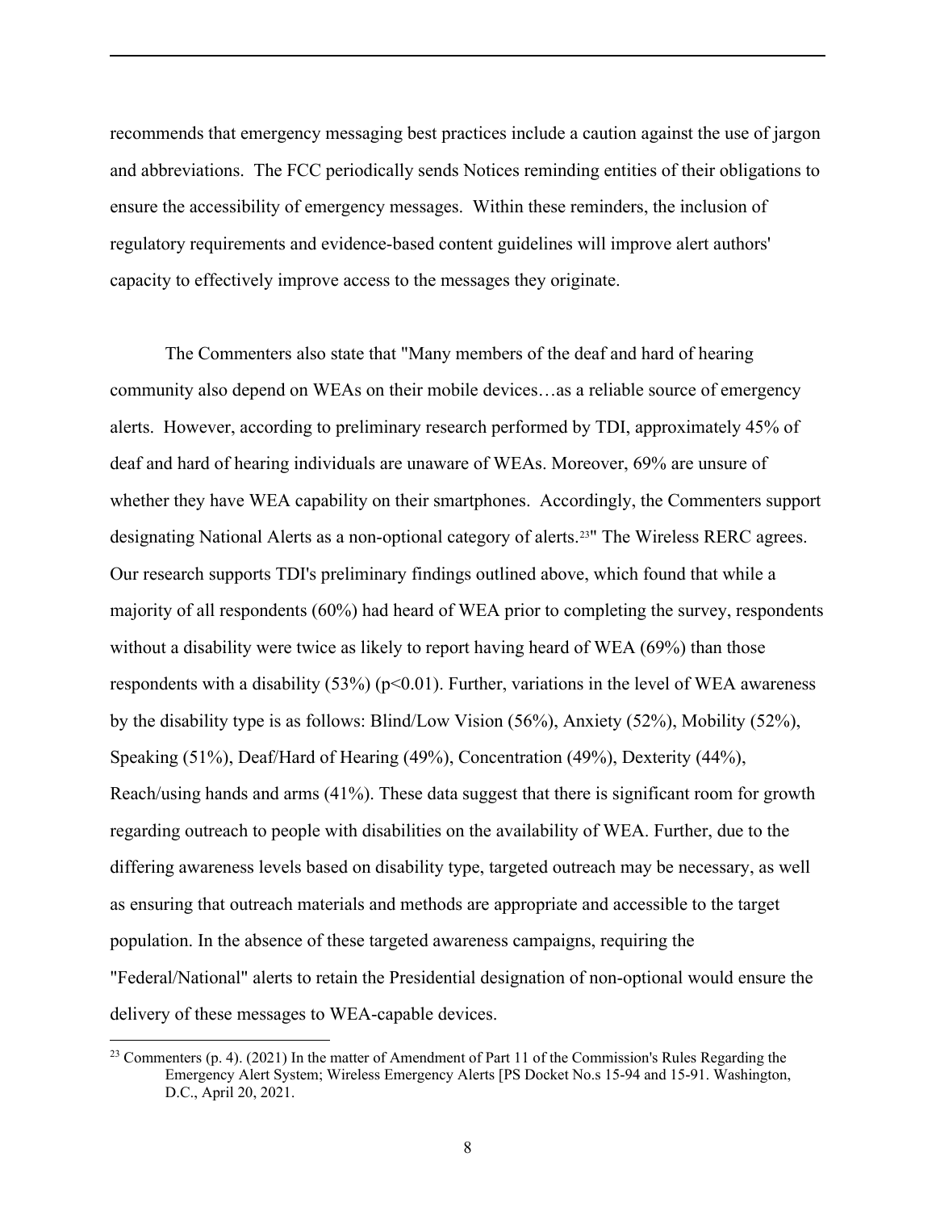recommends that emergency messaging best practices include a caution against the use of jargon and abbreviations. The FCC periodically sends Notices reminding entities of their obligations to ensure the accessibility of emergency messages. Within these reminders, the inclusion of regulatory requirements and evidence-based content guidelines will improve alert authors' capacity to effectively improve access to the messages they originate.

The Commenters also state that "Many members of the deaf and hard of hearing community also depend on WEAs on their mobile devices…as a reliable source of emergency alerts. However, according to preliminary research performed by TDI, approximately 45% of deaf and hard of hearing individuals are unaware of WEAs. Moreover, 69% are unsure of whether they have WEA capability on their smartphones. Accordingly, the Commenters support designating National Alerts as a non-optional category of alerts.[23]" The Wireless RERC agrees. Our research supports TDI's preliminary findings outlined above, which found that while a majority of all respondents (60%) had heard of WEA prior to completing the survey, respondents without a disability were twice as likely to report having heard of WEA (69%) than those respondents with a disability (53%) ($p<0.01$). Further, variations in the level of WEA awareness by the disability type is as follows: Blind/Low Vision (56%), Anxiety (52%), Mobility (52%), Speaking (51%), Deaf/Hard of Hearing (49%), Concentration (49%), Dexterity (44%), Reach/using hands and arms (41%). These data suggest that there is significant room for growth regarding outreach to people with disabilities on the availability of WEA. Further, due to the differing awareness levels based on disability type, targeted outreach may be necessary, as well as ensuring that outreach materials and methods are appropriate and accessible to the target population. In the absence of these targeted awareness campaigns, requiring the "Federal/National" alerts to retain the Presidential designation of non-optional would ensure the delivery of these messages to WEA-capable devices.

[23] Commenters (p. 4). (2021) In the matter of Amendment of Part 11 of the Commission's Rules Regarding the Emergency Alert System; Wireless Emergency Alerts [PS Docket No.s 15-94 and 15-91. Washington, D.C., April 20, 2021.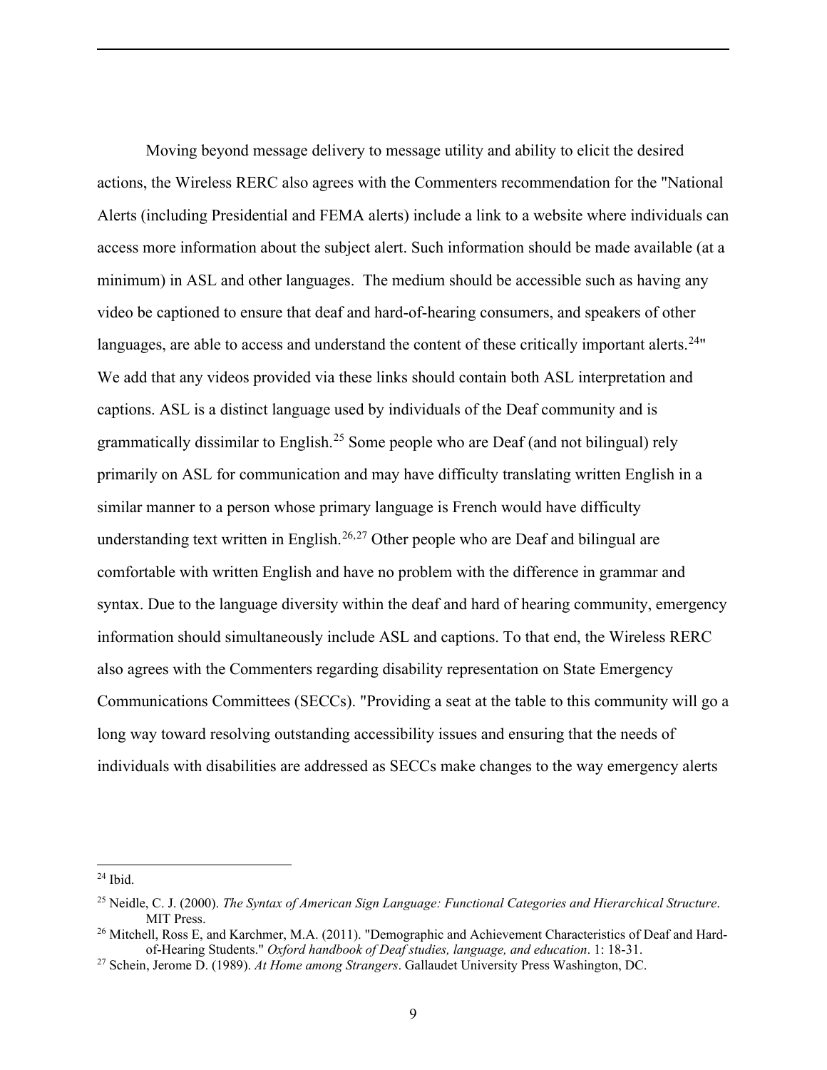Moving beyond message delivery to message utility and ability to elicit the desired actions, the Wireless RERC also agrees with the Commenters recommendation for the "National Alerts (including Presidential and FEMA alerts) include a link to a website where individuals can access more information about the subject alert. Such information should be made available (at a minimum) in ASL and other languages. The medium should be accessible such as having any video be captioned to ensure that deaf and hard-of-hearing consumers, and speakers of other languages, are able to access and understand the content of these critically important alerts.[24]" We add that any videos provided via these links should contain both ASL interpretation and captions. ASL is a distinct language used by individuals of the Deaf community and is grammatically dissimilar to English.[25] Some people who are Deaf (and not bilingual) rely primarily on ASL for communication and may have difficulty translating written English in a similar manner to a person whose primary language is French would have difficulty understanding text written in English.[26,27] Other people who are Deaf and bilingual are comfortable with written English and have no problem with the difference in grammar and syntax. Due to the language diversity within the deaf and hard of hearing community, emergency information should simultaneously include ASL and captions. To that end, the Wireless RERC also agrees with the Commenters regarding disability representation on State Emergency Communications Committees (SECCs). "Providing a seat at the table to this community will go a long way toward resolving outstanding accessibility issues and ensuring that the needs of individuals with disabilities are addressed as SECCs make changes to the way emergency alerts

---

[24] Ibid.

[25] Neidle, C. J. (2000). *The Syntax of American Sign Language: Functional Categories and Hierarchical Structure*. MIT Press.

[26] Mitchell, Ross E, and Karchmer, M.A. (2011). "Demographic and Achievement Characteristics of Deaf and Hard-of-Hearing Students." *Oxford handbook of Deaf studies, language, and education*. 1: 18-31.

[27] Schein, Jerome D. (1989). *At Home among Strangers*. Gallaudet University Press Washington, DC.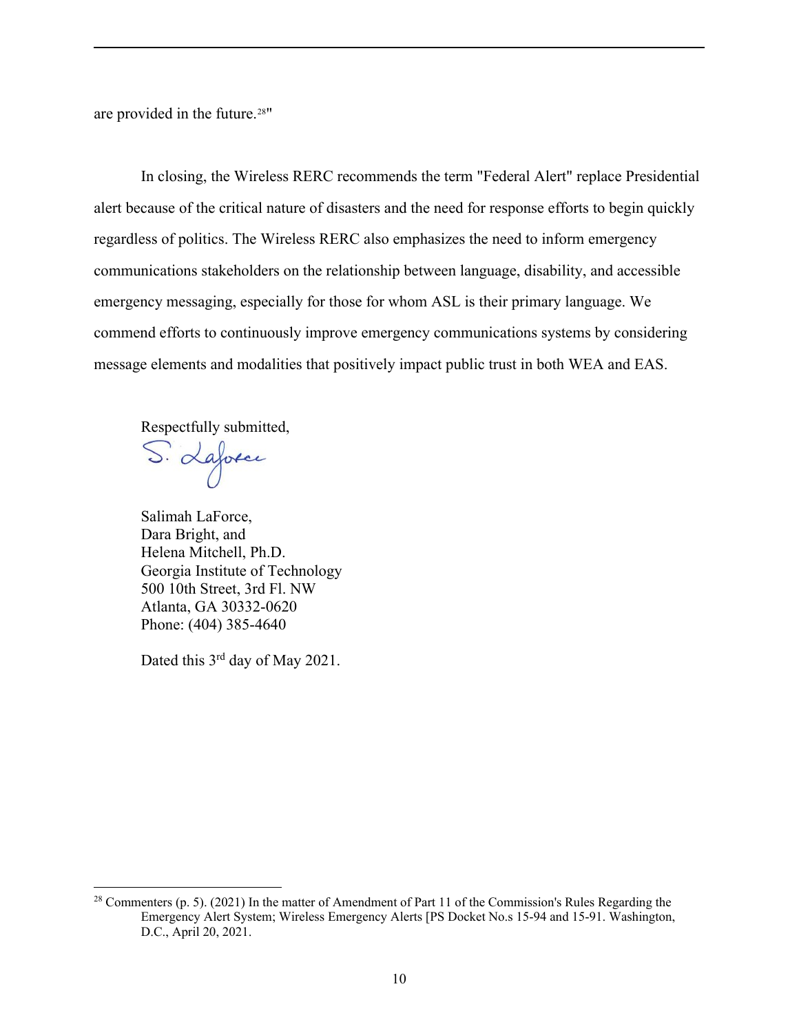are provided in the future.[28]"

In closing, the Wireless RERC recommends the term "Federal Alert" replace Presidential alert because of the critical nature of disasters and the need for response efforts to begin quickly regardless of politics. The Wireless RERC also emphasizes the need to inform emergency communications stakeholders on the relationship between language, disability, and accessible emergency messaging, especially for those for whom ASL is their primary language. We commend efforts to continuously improve emergency communications systems by considering message elements and modalities that positively impact public trust in both WEA and EAS.

Respectfully submitted,

S. LaForce

Salimah LaForce,
Dara Bright, and
Helena Mitchell, Ph.D.
Georgia Institute of Technology
500 10th Street, 3rd Fl. NW
Atlanta, GA 30332-0620
Phone: (404) 385-4640

Dated this 3rd day of May 2021.

---

[28] Commenters (p. 5). (2021) In the matter of Amendment of Part 11 of the Commission's Rules Regarding the Emergency Alert System; Wireless Emergency Alerts [PS Docket No.s 15-94 and 15-91. Washington, D.C., April 20, 2021.